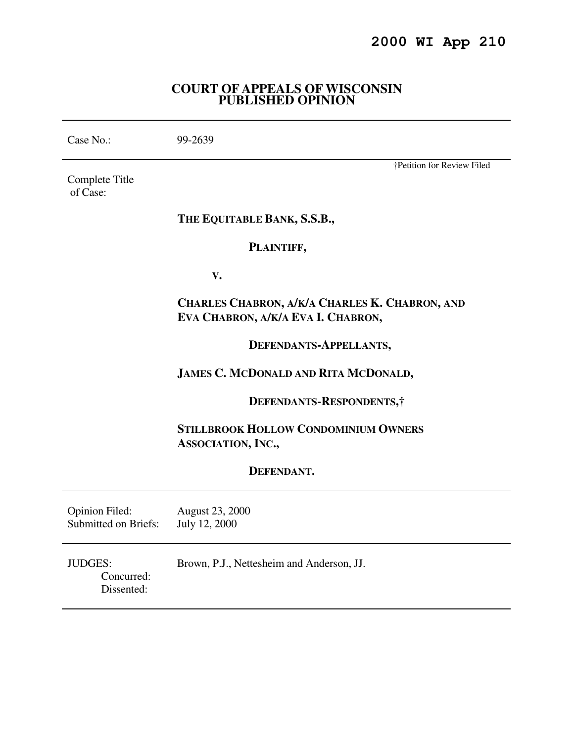**2000 WI App 210**

# COURT OF APPEALS OF WISCONSIN
## PUBLISHED OPINION

| | |
|---|---|
| Case No.: | 99-2639 |

†Petition for Review Filed

Complete Title of Case:

**THE EQUITABLE BANK, S.S.B.,**

**PLAINTIFF,**

**V.**

**CHARLES CHABRON, A/K/A CHARLES K. CHABRON, AND EVA CHABRON, A/K/A EVA I. CHABRON,**

**DEFENDANTS-APPELLANTS,**

**JAMES C. MCDONALD AND RITA MCDONALD,**

**DEFENDANTS-RESPONDENTS,†**

**STILLBROOK HOLLOW CONDOMINIUM OWNERS ASSOCIATION, INC.,**

**DEFENDANT.**

| | |
|---|---|
| Opinion Filed: | August 23, 2000 |
| Submitted on Briefs: | July 12, 2000 |

| | |
|---|---|
| JUDGES: | Brown, P.J., Nettesheim and Anderson, JJ. |
| Concurred: | |
| Dissented: | |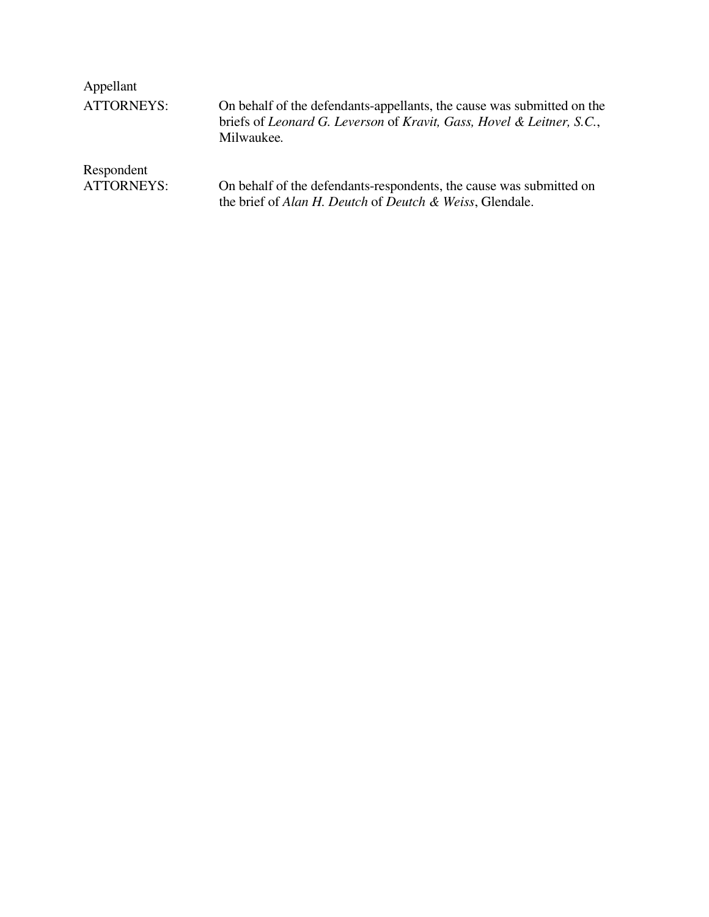Appellant
ATTORNEYS: On behalf of the defendants-appellants, the cause was submitted on the briefs of *Leonard G. Leverson* of *Kravit, Gass, Hovel & Leitner, S.C.*, Milwaukee.

Respondent
ATTORNEYS: On behalf of the defendants-respondents, the cause was submitted on the brief of *Alan H. Deutch* of *Deutch & Weiss*, Glendale.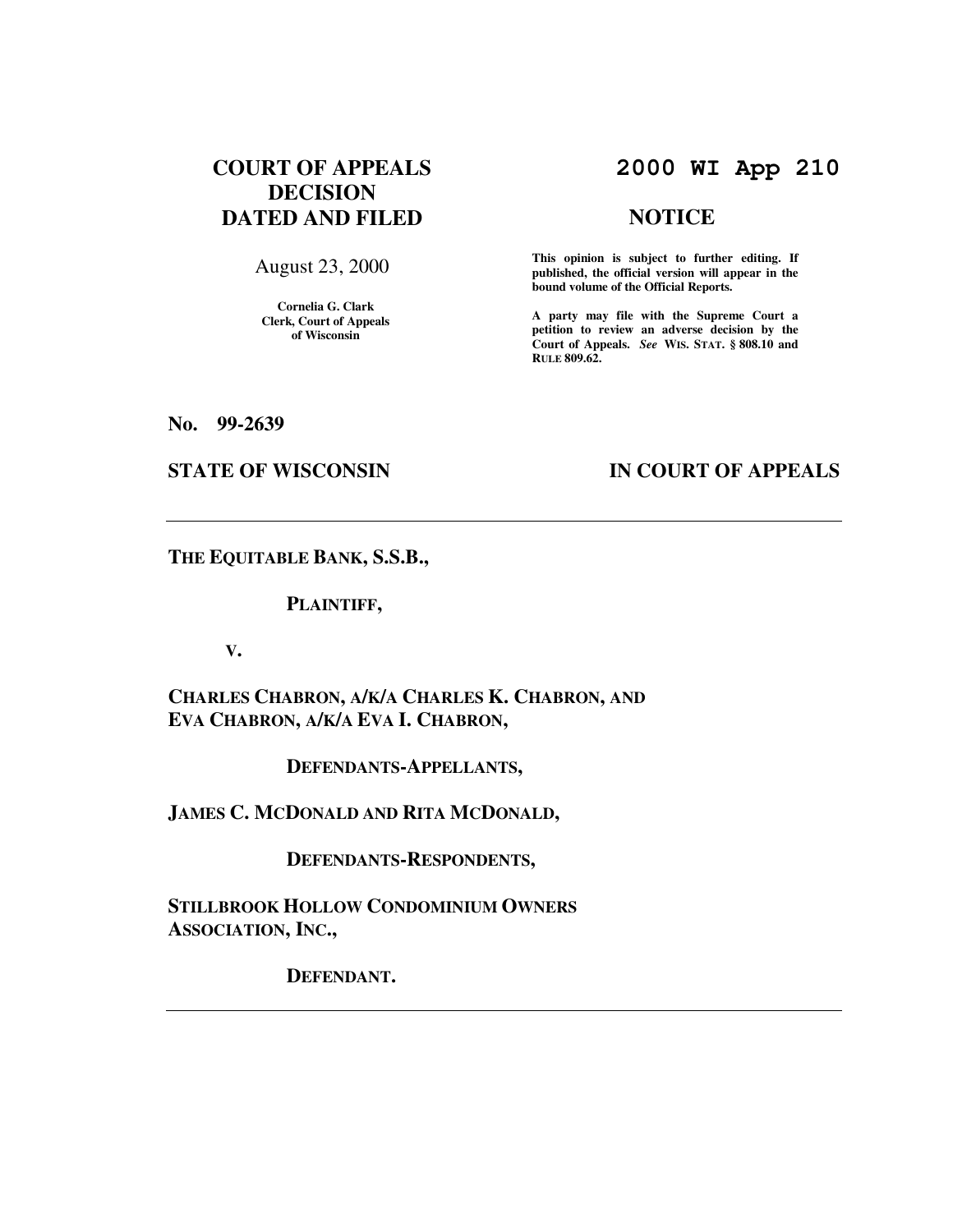# COURT OF APPEALS DECISION DATED AND FILED

August 23, 2000

**Cornelia G. Clark**
**Clerk, Court of Appeals of Wisconsin**

# 2000 WI App 210

## NOTICE

**This opinion is subject to further editing. If published, the official version will appear in the bound volume of the Official Reports.**

**A party may file with the Supreme Court a petition to review an adverse decision by the Court of Appeals.** ***See*** **WIS. STAT. § 808.10 and RULE 809.62.**

**No. 99-2639**

**STATE OF WISCONSIN** **IN COURT OF APPEALS**

---

**THE EQUITABLE BANK, S.S.B.,**

**PLAINTIFF,**

**V.**

**CHARLES CHABRON, A/K/A CHARLES K. CHABRON, AND EVA CHABRON, A/K/A EVA I. CHABRON,**

**DEFENDANTS-APPELLANTS,**

**JAMES C. MCDONALD AND RITA MCDONALD,**

**DEFENDANTS-RESPONDENTS,**

**STILLBROOK HOLLOW CONDOMINIUM OWNERS ASSOCIATION, INC.,**

**DEFENDANT.**

---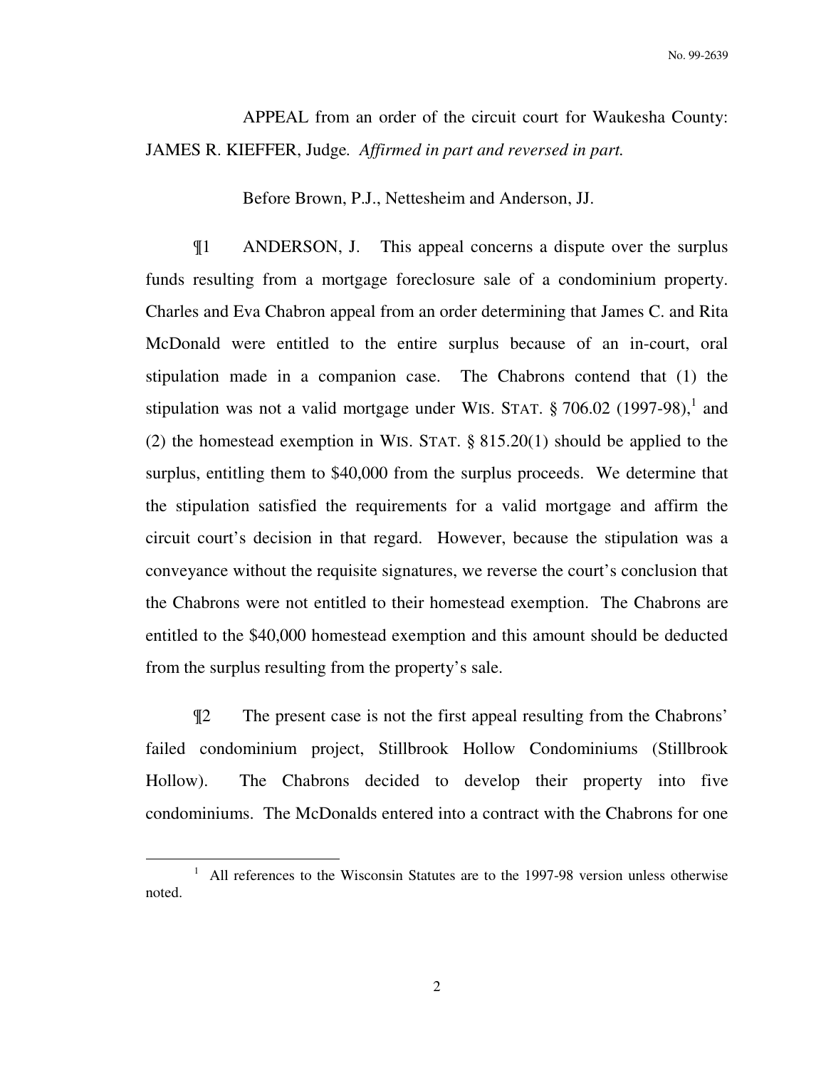APPEAL from an order of the circuit court for Waukesha County: JAMES R. KIEFFER, Judge. *Affirmed in part and reversed in part.*

Before Brown, P.J., Nettesheim and Anderson, JJ.

¶1 ANDERSON, J. This appeal concerns a dispute over the surplus funds resulting from a mortgage foreclosure sale of a condominium property. Charles and Eva Chabron appeal from an order determining that James C. and Rita McDonald were entitled to the entire surplus because of an in-court, oral stipulation made in a companion case. The Chabrons contend that (1) the stipulation was not a valid mortgage under WIS. STAT. § 706.02 (1997-98),[1] and (2) the homestead exemption in WIS. STAT. § 815.20(1) should be applied to the surplus, entitling them to $40,000 from the surplus proceeds. We determine that the stipulation satisfied the requirements for a valid mortgage and affirm the circuit court's decision in that regard. However, because the stipulation was a conveyance without the requisite signatures, we reverse the court's conclusion that the Chabrons were not entitled to their homestead exemption. The Chabrons are entitled to the $40,000 homestead exemption and this amount should be deducted from the surplus resulting from the property's sale.

¶2 The present case is not the first appeal resulting from the Chabrons' failed condominium project, Stillbrook Hollow Condominiums (Stillbrook Hollow). The Chabrons decided to develop their property into five condominiums. The McDonalds entered into a contract with the Chabrons for one

[1] All references to the Wisconsin Statutes are to the 1997-98 version unless otherwise noted.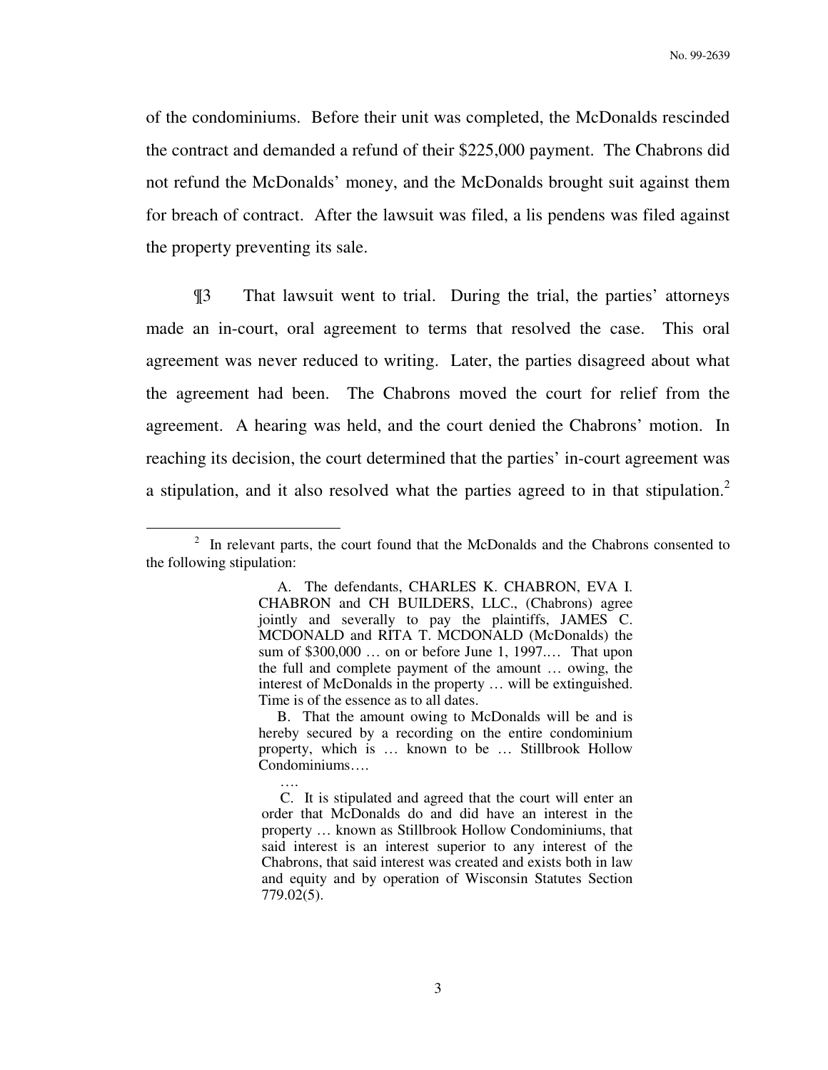of the condominiums. Before their unit was completed, the McDonalds rescinded the contract and demanded a refund of their $225,000 payment. The Chabrons did not refund the McDonalds' money, and the McDonalds brought suit against them for breach of contract. After the lawsuit was filed, a lis pendens was filed against the property preventing its sale.

¶3 That lawsuit went to trial. During the trial, the parties' attorneys made an in-court, oral agreement to terms that resolved the case. This oral agreement was never reduced to writing. Later, the parties disagreed about what the agreement had been. The Chabrons moved the court for relief from the agreement. A hearing was held, and the court denied the Chabrons' motion. In reaching its decision, the court determined that the parties' in-court agreement was a stipulation, and it also resolved what the parties agreed to in that stipulation.[2]

---

[2] In relevant parts, the court found that the McDonalds and the Chabrons consented to the following stipulation:

> A. The defendants, CHARLES K. CHABRON, EVA I. CHABRON and CH BUILDERS, LLC., (Chabrons) agree jointly and severally to pay the plaintiffs, JAMES C. MCDONALD and RITA T. MCDONALD (McDonalds) the sum of $300,000 … on or before June 1, 1997.… That upon the full and complete payment of the amount … owing, the interest of McDonalds in the property … will be extinguished. Time is of the essence as to all dates.
>
> B. That the amount owing to McDonalds will be and is hereby secured by a recording on the entire condominium property, which is … known to be … Stillbrook Hollow Condominiums….
>
> ….
>
> C. It is stipulated and agreed that the court will enter an order that McDonalds do and did have an interest in the property … known as Stillbrook Hollow Condominiums, that said interest is an interest superior to any interest of the Chabrons, that said interest was created and exists both in law and equity and by operation of Wisconsin Statutes Section 779.02(5).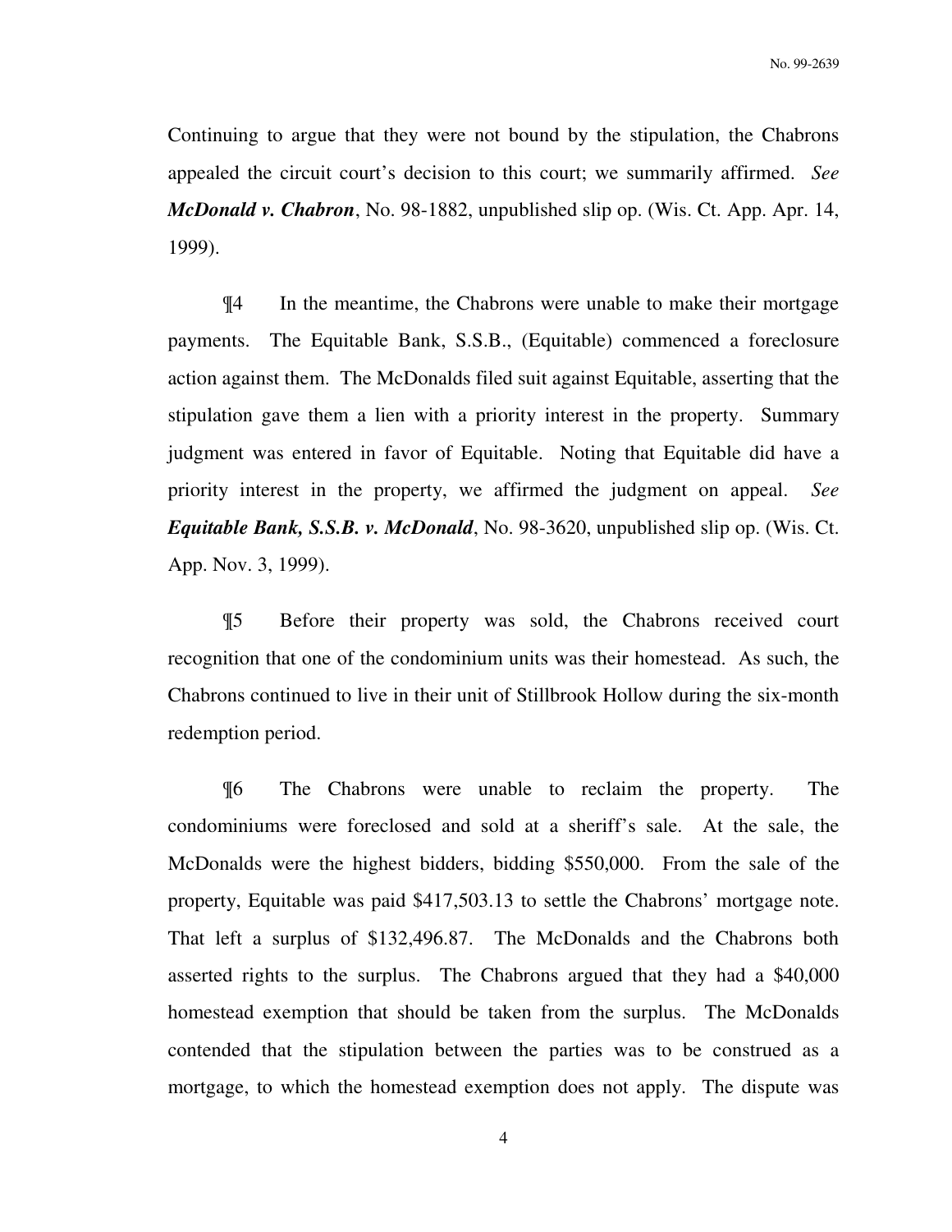Continuing to argue that they were not bound by the stipulation, the Chabrons appealed the circuit court's decision to this court; we summarily affirmed. *See* ***McDonald v. Chabron***, No. 98-1882, unpublished slip op. (Wis. Ct. App. Apr. 14, 1999).

¶4 In the meantime, the Chabrons were unable to make their mortgage payments. The Equitable Bank, S.S.B., (Equitable) commenced a foreclosure action against them. The McDonalds filed suit against Equitable, asserting that the stipulation gave them a lien with a priority interest in the property. Summary judgment was entered in favor of Equitable. Noting that Equitable did have a priority interest in the property, we affirmed the judgment on appeal. *See* ***Equitable Bank, S.S.B. v. McDonald***, No. 98-3620, unpublished slip op. (Wis. Ct. App. Nov. 3, 1999).

¶5 Before their property was sold, the Chabrons received court recognition that one of the condominium units was their homestead. As such, the Chabrons continued to live in their unit of Stillbrook Hollow during the six-month redemption period.

¶6 The Chabrons were unable to reclaim the property. The condominiums were foreclosed and sold at a sheriff's sale. At the sale, the McDonalds were the highest bidders, bidding $550,000. From the sale of the property, Equitable was paid $417,503.13 to settle the Chabrons' mortgage note. That left a surplus of $132,496.87. The McDonalds and the Chabrons both asserted rights to the surplus. The Chabrons argued that they had a $40,000 homestead exemption that should be taken from the surplus. The McDonalds contended that the stipulation between the parties was to be construed as a mortgage, to which the homestead exemption does not apply. The dispute was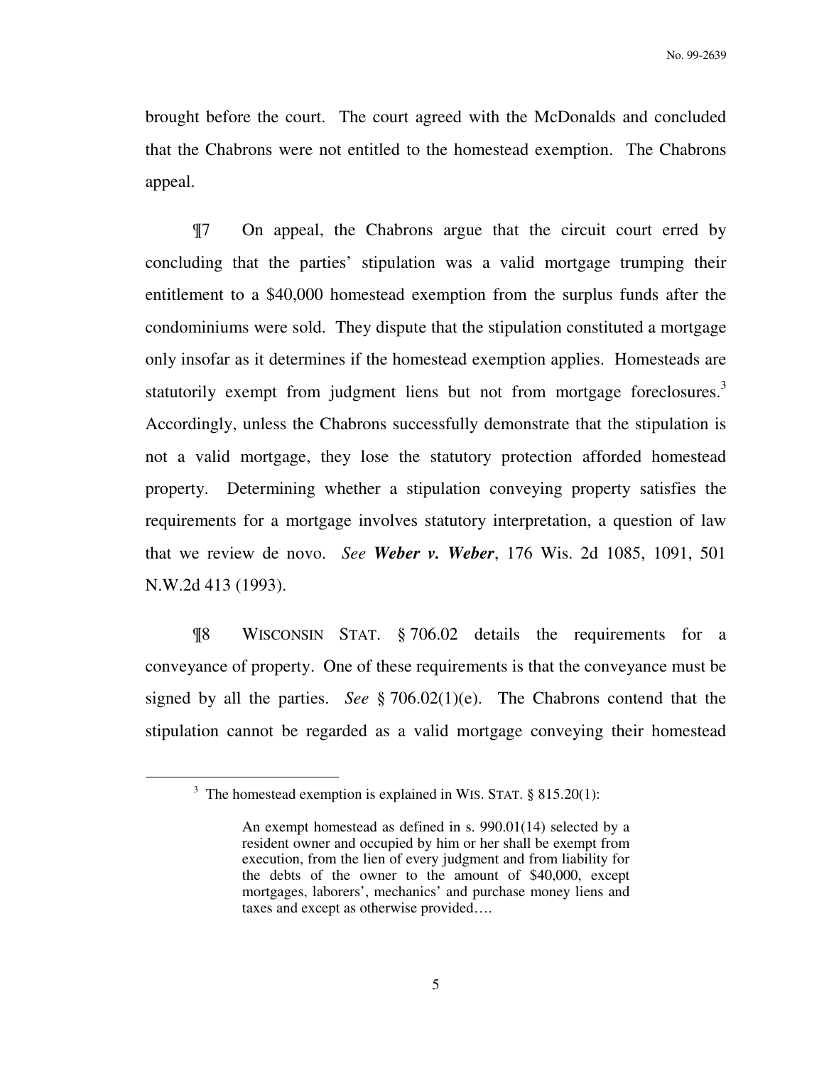brought before the court. The court agreed with the McDonalds and concluded that the Chabrons were not entitled to the homestead exemption. The Chabrons appeal.

¶7 On appeal, the Chabrons argue that the circuit court erred by concluding that the parties' stipulation was a valid mortgage trumping their entitlement to a $40,000 homestead exemption from the surplus funds after the condominiums were sold. They dispute that the stipulation constituted a mortgage only insofar as it determines if the homestead exemption applies. Homesteads are statutorily exempt from judgment liens but not from mortgage foreclosures.[3] Accordingly, unless the Chabrons successfully demonstrate that the stipulation is not a valid mortgage, they lose the statutory protection afforded homestead property. Determining whether a stipulation conveying property satisfies the requirements for a mortgage involves statutory interpretation, a question of law that we review de novo. *See* ***Weber v. Weber***, 176 Wis. 2d 1085, 1091, 501 N.W.2d 413 (1993).

¶8 WISCONSIN STAT. § 706.02 details the requirements for a conveyance of property. One of these requirements is that the conveyance must be signed by all the parties. *See* § 706.02(1)(e). The Chabrons contend that the stipulation cannot be regarded as a valid mortgage conveying their homestead

---

[3] The homestead exemption is explained in WIS. STAT. § 815.20(1):

> An exempt homestead as defined in s. 990.01(14) selected by a resident owner and occupied by him or her shall be exempt from execution, from the lien of every judgment and from liability for the debts of the owner to the amount of $40,000, except mortgages, laborers', mechanics' and purchase money liens and taxes and except as otherwise provided….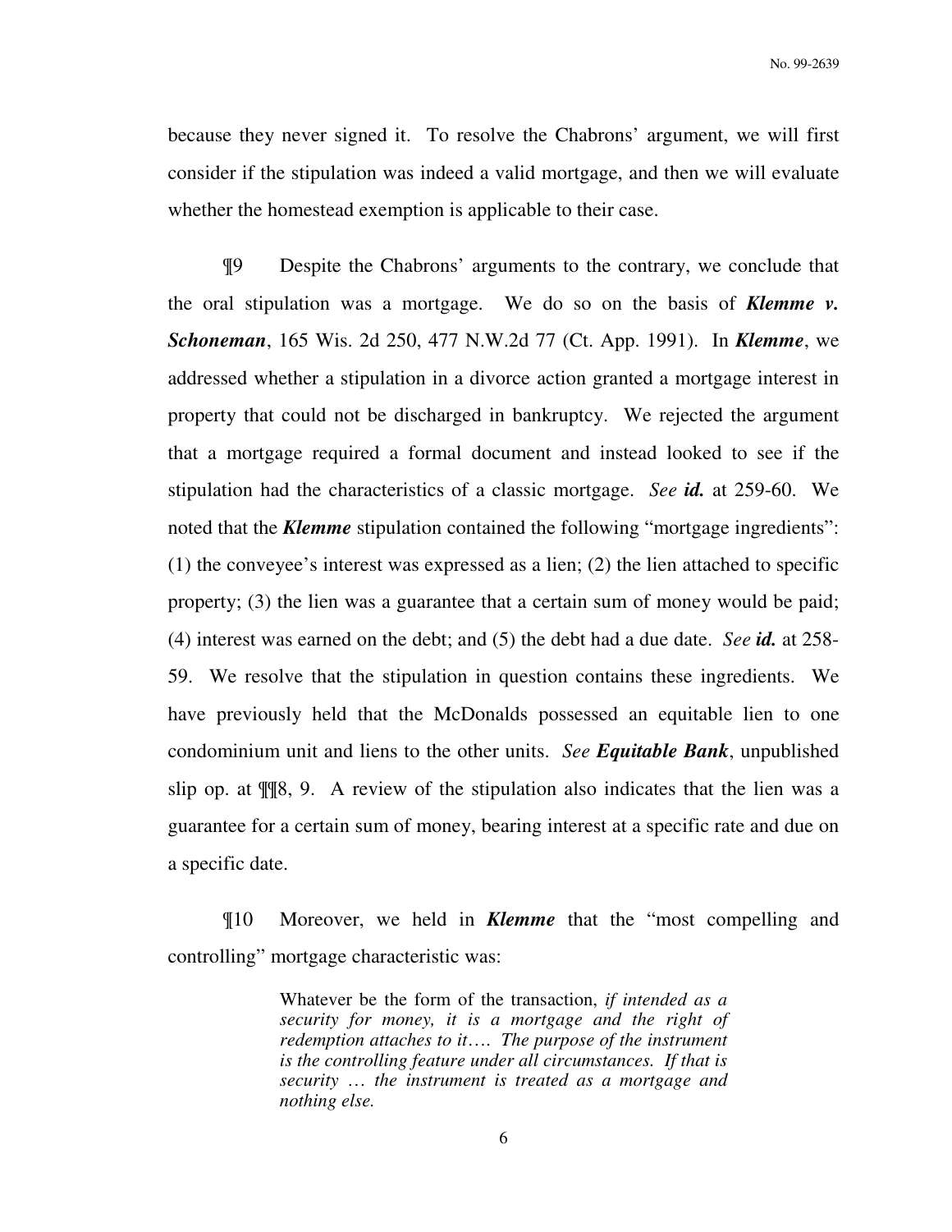because they never signed it. To resolve the Chabrons' argument, we will first consider if the stipulation was indeed a valid mortgage, and then we will evaluate whether the homestead exemption is applicable to their case.

¶9 Despite the Chabrons' arguments to the contrary, we conclude that the oral stipulation was a mortgage. We do so on the basis of ***Klemme v. Schoneman***, 165 Wis. 2d 250, 477 N.W.2d 77 (Ct. App. 1991). In ***Klemme***, we addressed whether a stipulation in a divorce action granted a mortgage interest in property that could not be discharged in bankruptcy. We rejected the argument that a mortgage required a formal document and instead looked to see if the stipulation had the characteristics of a classic mortgage. *See **id.*** at 259-60. We noted that the ***Klemme*** stipulation contained the following "mortgage ingredients": (1) the conveyee's interest was expressed as a lien; (2) the lien attached to specific property; (3) the lien was a guarantee that a certain sum of money would be paid; (4) interest was earned on the debt; and (5) the debt had a due date. *See **id.*** at 258-59. We resolve that the stipulation in question contains these ingredients. We have previously held that the McDonalds possessed an equitable lien to one condominium unit and liens to the other units. *See **Equitable Bank***, unpublished slip op. at ¶¶8, 9. A review of the stipulation also indicates that the lien was a guarantee for a certain sum of money, bearing interest at a specific rate and due on a specific date.

¶10 Moreover, we held in ***Klemme*** that the "most compelling and controlling" mortgage characteristic was:

> Whatever be the form of the transaction, *if intended as a security for money, it is a mortgage and the right of redemption attaches to it…. The purpose of the instrument is the controlling feature under all circumstances. If that is security … the instrument is treated as a mortgage and nothing else.*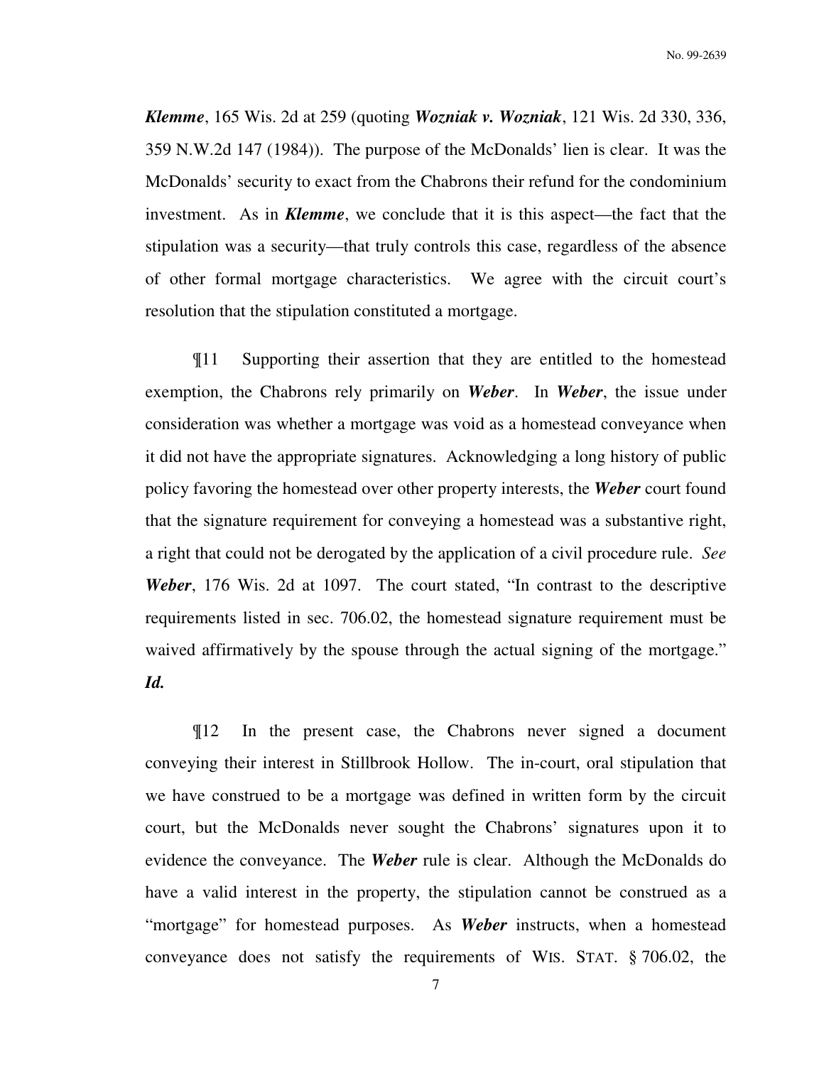***Klemme***, 165 Wis. 2d at 259 (quoting ***Wozniak v. Wozniak***, 121 Wis. 2d 330, 336, 359 N.W.2d 147 (1984)). The purpose of the McDonalds' lien is clear. It was the McDonalds' security to exact from the Chabrons their refund for the condominium investment. As in ***Klemme***, we conclude that it is this aspect—the fact that the stipulation was a security—that truly controls this case, regardless of the absence of other formal mortgage characteristics. We agree with the circuit court's resolution that the stipulation constituted a mortgage.

¶11 Supporting their assertion that they are entitled to the homestead exemption, the Chabrons rely primarily on ***Weber***. In ***Weber***, the issue under consideration was whether a mortgage was void as a homestead conveyance when it did not have the appropriate signatures. Acknowledging a long history of public policy favoring the homestead over other property interests, the ***Weber*** court found that the signature requirement for conveying a homestead was a substantive right, a right that could not be derogated by the application of a civil procedure rule. *See* ***Weber***, 176 Wis. 2d at 1097. The court stated, "In contrast to the descriptive requirements listed in sec. 706.02, the homestead signature requirement must be waived affirmatively by the spouse through the actual signing of the mortgage." ***Id.***

¶12 In the present case, the Chabrons never signed a document conveying their interest in Stillbrook Hollow. The in-court, oral stipulation that we have construed to be a mortgage was defined in written form by the circuit court, but the McDonalds never sought the Chabrons' signatures upon it to evidence the conveyance. The ***Weber*** rule is clear. Although the McDonalds do have a valid interest in the property, the stipulation cannot be construed as a "mortgage" for homestead purposes. As ***Weber*** instructs, when a homestead conveyance does not satisfy the requirements of WIS. STAT. § 706.02, the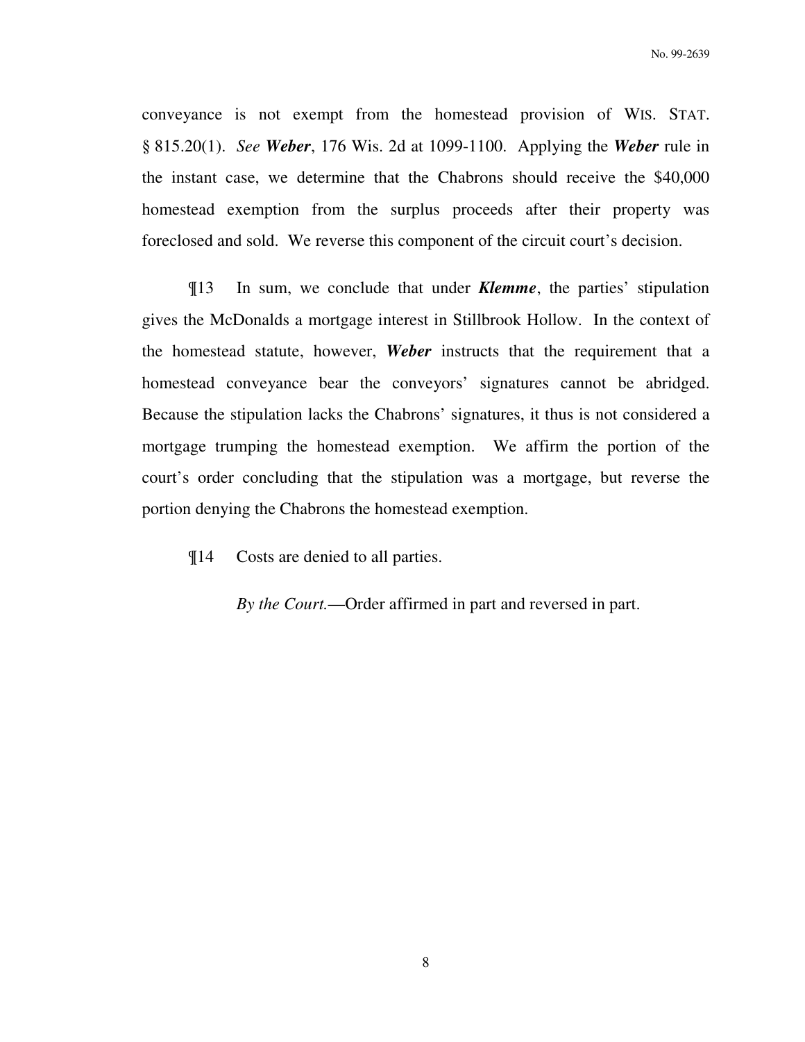conveyance is not exempt from the homestead provision of WIS. STAT. § 815.20(1). *See* ***Weber***, 176 Wis. 2d at 1099-1100. Applying the ***Weber*** rule in the instant case, we determine that the Chabrons should receive the $40,000 homestead exemption from the surplus proceeds after their property was foreclosed and sold. We reverse this component of the circuit court's decision.

¶13 In sum, we conclude that under ***Klemme***, the parties' stipulation gives the McDonalds a mortgage interest in Stillbrook Hollow. In the context of the homestead statute, however, ***Weber*** instructs that the requirement that a homestead conveyance bear the conveyors' signatures cannot be abridged. Because the stipulation lacks the Chabrons' signatures, it thus is not considered a mortgage trumping the homestead exemption. We affirm the portion of the court's order concluding that the stipulation was a mortgage, but reverse the portion denying the Chabrons the homestead exemption.

¶14 Costs are denied to all parties.

*By the Court.*—Order affirmed in part and reversed in part.